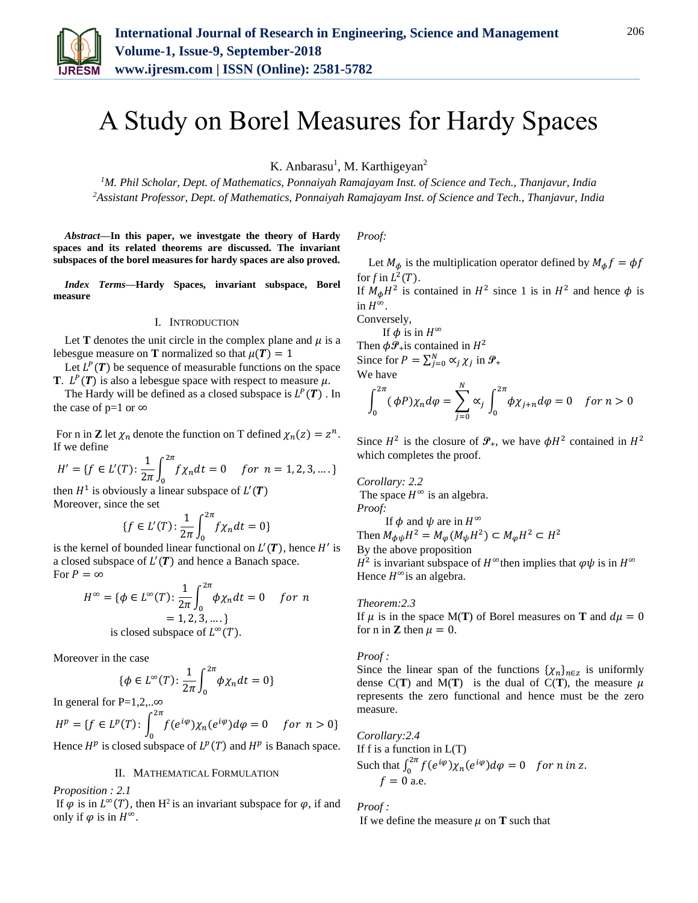// A Study on Borel Measures for Hardy Spaces

K. Anbarasu[1], M. Karthigeyan[2]

[1]M. Phil Scholar, Dept. of Mathematics, Ponnaiyah Ramajayam Inst. of Science and Tech., Thanjavur, India
[2]Assistant Professor, Dept. of Mathematics, Ponnaiyah Ramajayam Inst. of Science and Tech., Thanjavur, India

***Abstract*—In this paper, we investgate the theory of Hardy spaces and its related theorems are discussed. The invariant subspaces of the borel measures for hardy spaces are also proved.**

***Index Terms*—Hardy Spaces, invariant subspace, Borel measure**

## I. Introduction

Let **T** denotes the unit circle in the complex plane and $\mu$ is a lebesgue measure on **T** normalized so that $\mu(\boldsymbol{T}) = 1$

Let $L^P(\boldsymbol{T})$ be sequence of measurable functions on the space **T**. $L^P(\boldsymbol{T})$ is also a lebesgue space with respect to measure $\mu$.

The Hardy will be defined as a closed subspace is $L^P(\boldsymbol{T})$ . In the case of p=1 or $\infty$

For n in **Z** let $\chi_n$ denote the function on T defined $\chi_n(z) = z^n$.
If we define

$$H' = \{f \in L'(T): \frac{1}{2\pi}\int_0^{2\pi} f\chi_n dt = 0 \quad for\ n = 1, 2, 3, \dots.\}$$

then $H^1$ is obviously a linear subspace of $L'(\boldsymbol{T})$
Moreover, since the set

$$\{f \in L'(T): \frac{1}{2\pi}\int_0^{2\pi} f\chi_n dt = 0\}$$

is the kernel of bounded linear functional on $L'(\boldsymbol{T})$, hence $H'$ is a closed subspace of $L'(\boldsymbol{T})$ and hence a Banach space.
For $P = \infty$

$$H^\infty = \{\phi \in L^\infty(T): \frac{1}{2\pi}\int_0^{2\pi} \phi\chi_n dt = 0 \quad for\ n = 1, 2, 3, \dots.\}$$

is closed subspace of $L^\infty(T)$.

Moreover in the case

$$\{\phi \in L^\infty(T): \frac{1}{2\pi}\int_0^{2\pi} \phi\chi_n dt = 0\}$$

In general for P=1,2,..$\infty$

$$H^p = \{f \in L^p(T): \int_0^{2\pi} f(e^{i\varphi})\chi_n(e^{i\varphi})d\varphi = 0 \quad for\ n > 0\}$$

Hence $H^p$ is closed subspace of $L^p(T)$ and $H^p$ is Banach space.

## II. Mathematical Formulation

*Proposition : 2.1*
If $\varphi$ is in $L^\infty(T)$, then $H^2$ is an invariant subspace for $\varphi$, if and only if $\varphi$ is in $H^\infty$.

*Proof:*

Let $M_\phi$ is the multiplication operator defined by $M_\phi f = \phi f$ for $f$ in $L^2(T)$.
If $M_\phi H^2$ is contained in $H^2$ since 1 is in $H^2$ and hence $\phi$ is in $H^\infty$.
Conversely,
If $\phi$ is in $H^\infty$
Then $\phi\mathscr{P}_+$is contained in $H^2$
Since for $P = \sum_{j=0}^{N} \propto_j \chi_j$ in $\mathscr{P}_+$
We have

$$\int_0^{2\pi} (\phi P)\chi_n d\varphi = \sum_{j=0}^{N} \propto_j \int_0^{2\pi} \phi\chi_{j+n} d\varphi = 0 \quad for\ n > 0$$

Since $H^2$ is the closure of $\mathscr{P}_+$, we have $\phi H^2$ contained in $H^2$ which completes the proof.

*Corollary: 2.2*
The space $H^\infty$ is an algebra.
*Proof:*
If $\phi$ and $\psi$ are in $H^\infty$
Then $M_{\phi\psi}H^2 = M_\varphi(M_\psi H^2) \subset M_\varphi H^2 \subset H^2$
By the above proposition
$H^2$ is invariant subspace of $H^\infty$then implies that $\varphi\psi$ is in $H^\infty$
Hence $H^\infty$is an algebra.

*Theorem:2.3*
If $\mu$ is in the space M(**T**) of Borel measures on **T** and $d\mu = 0$ for n in **Z** then $\mu = 0$.

*Proof :*
Since the linear span of the functions $\{\chi_n\}_{n\in z}$ is uniformly dense C(**T**) and M(**T**) is the dual of C(**T**), the measure $\mu$ represents the zero functional and hence must be the zero measure.

*Corollary:2.4*
If f is a function in L(T)
Such that $\int_0^{2\pi} f(e^{i\varphi})\chi_n(e^{i\varphi})d\varphi = 0 \quad for\ n\ in\ z.$
$f = 0$ a.e.

*Proof :*
If we define the measure $\mu$ on **T** such that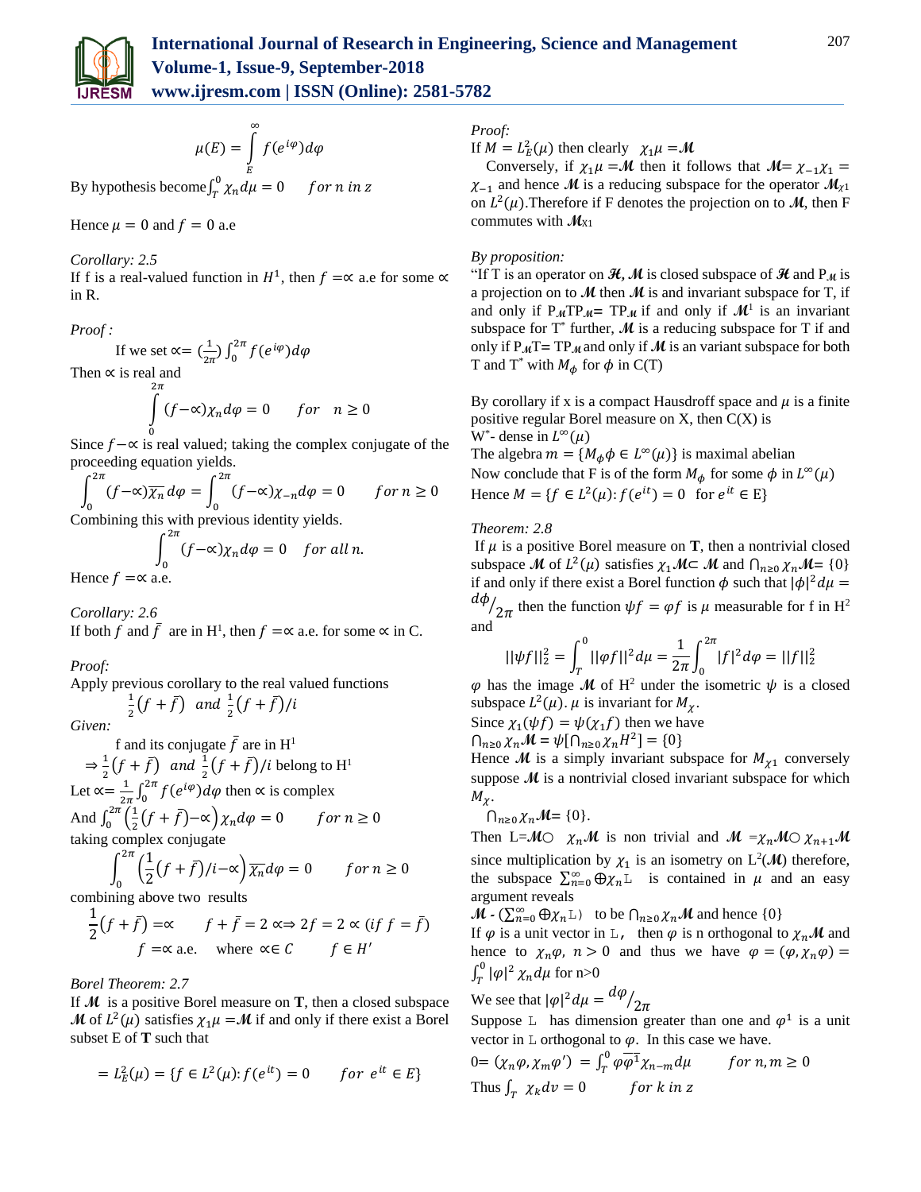$$\mu(E) = \int_{E}^{\infty} f(e^{i\varphi})d\varphi$$

By hypothesis become $\int_T^0 \chi_n d\mu = 0 \quad for\ n\ in\ z$

Hence $\mu = 0$ and $f = 0$ a.e

*Corollary: 2.5*

If f is a real-valued function in $H^1$, then $f = \propto$ a.e for some $\propto$ in R.

*Proof :*

If we set $\propto = (\frac{1}{2\pi}) \int_0^{2\pi} f(e^{i\varphi})d\varphi$

Then $\propto$ is real and

$$\int_0^{2\pi} (f - \propto)\chi_n d\varphi = 0 \quad for \quad n \geq 0$$

Since $f - \propto$ is real valued; taking the complex conjugate of the proceeding equation yields.

$$\int_0^{2\pi} (f - \propto)\overline{\chi_n}\, d\varphi = \int_0^{2\pi} (f - \propto)\chi_{-n} d\varphi = 0 \qquad for\ n \geq 0$$

Combining this with previous identity yields.

$$\int_0^{2\pi} (f - \propto)\chi_n d\varphi = 0 \quad for\ all\ n.$$

Hence $f = \propto$ a.e.

*Corollary: 2.6*

If both $f$ and $\bar{f}$ are in H[1], then $f = \propto$ a.e. for some $\propto$ in C.

*Proof:*

Apply previous corollary to the real valued functions

$$\tfrac{1}{2}(f + \bar{f}) \ \ and\ \ \tfrac{1}{2}(f + \bar{f})/i$$

*Given:*

f and its conjugate $\bar{f}$ are in H[1]

$\Rightarrow \frac{1}{2}(f + \bar{f})$ *and* $\frac{1}{2}(f + \bar{f})/i$ belong to H[1]

Let $\propto = \frac{1}{2\pi}\int_0^{2\pi} f(e^{i\varphi})d\varphi$ then $\propto$ is complex

And $\int_0^{2\pi}\left(\frac{1}{2}(f + \bar{f}) - \propto\right)\chi_n d\varphi = 0 \qquad for\ n \geq 0$

taking complex conjugate

$$\int_0^{2\pi}\left(\frac{1}{2}(f + \bar{f})/i - \propto\right)\overline{\chi_n} d\varphi = 0 \qquad for\ n \geq 0$$

combining above two results

$$\frac{1}{2}(f + \bar{f}) = \propto \qquad f + \bar{f} = 2 \propto \Rightarrow 2f = 2 \propto (if\ f = \bar{f})$$

$$f = \propto \text{ a.e.} \quad \text{where } \propto \in C \qquad f \in H'$$

*Borel Theorem: 2.7*

If $\mathcal{M}$ is a positive Borel measure on **T**, then a closed subspace $\mathcal{M}$ of $L^2(\mu)$ satisfies $\chi_1\mu = \mathcal{M}$ if and only if there exist a Borel subset E of **T** such that

$$= L_E^2(\mu) = \{f \in L^2(\mu): f(e^{it}) = 0 \qquad for\ \ e^{it} \in E\}$$

*Proof:*

If $M = L_E^2(\mu)$ then clearly $\chi_1\mu = \mathcal{M}$

Conversely, if $\chi_1\mu = \mathcal{M}$ then it follows that $\mathcal{M} = \chi_{-1}\chi_1 = \chi_{-1}$ and hence $\mathcal{M}$ is a reducing subspace for the operator $\mathcal{M}_{\chi 1}$ on $L^2(\mu)$.Therefore if F denotes the projection on to $\mathcal{M}$, then F commutes with $\mathcal{M}_{X1}$

*By proposition:*

"If T is an operator on $\mathcal{H}$, $\mathcal{M}$ is closed subspace of $\mathcal{H}$ and $P_{\mathcal{M}}$ is a projection on to $\mathcal{M}$ then $\mathcal{M}$ is and invariant subspace for T, if and only if $P_{\mathcal{M}}TP_{\mathcal{M}} = TP_{\mathcal{M}}$ if and only if $\mathcal{M}^1$ is an invariant subspace for T[*] further, $\mathcal{M}$ is a reducing subspace for T if and only if $P_{\mathcal{M}}T = TP_{\mathcal{M}}$ and only if $\mathcal{M}$ is an variant subspace for both T and T[*] with $M_\phi$ for $\phi$ in C(T)

By corollary if x is a compact Hausdroff space and $\mu$ is a finite positive regular Borel measure on X, then C(X) is W[*]- dense in $L^\infty(\mu)$

The algebra $m = \{M_\phi \phi \in L^\infty(\mu)\}$ is maximal abelian

Now conclude that F is of the form $M_\phi$ for some $\phi$ in $L^\infty(\mu)$

Hence $M = \{f \in L^2(\mu): f(e^{it}) = 0 \ \ for\ e^{it} \in E\}$

*Theorem: 2.8*

If $\mu$ is a positive Borel measure on **T**, then a nontrivial closed subspace $\mathcal{M}$ of $L^2(\mu)$ satisfies $\chi_1\mathcal{M} \subset \mathcal{M}$ and $\bigcap_{n\geq 0}\chi_n\mathcal{M} = \{0\}$ if and only if there exist a Borel function $\phi$ such that $|\phi|^2 d\mu = {d\phi}/{2\pi}$ then the function $\psi f = \varphi f$ is $\mu$ measurable for f in H[2] and

$$||\psi f||_2^2 = \int_T^0 ||\varphi f||^2 d\mu = \frac{1}{2\pi}\int_0^{2\pi} |f|^2 d\varphi = ||f||_2^2$$

$\varphi$ has the image $\mathcal{M}$ of H[2] under the isometric $\psi$ is a closed subspace $L^2(\mu)$. $\mu$ is invariant for $M_\chi$.

Since $\chi_1(\psi f) = \psi(\chi_1 f)$ then we have

$\bigcap_{n\geq 0}\chi_n\mathcal{M} = \psi[\bigcap_{n\geq 0}\chi_n H^2] = \{0\}$

Hence $\mathcal{M}$ is a simply invariant subspace for $M_{\chi_1}$ conversely suppose $\mathcal{M}$ is a nontrivial closed invariant subspace for which $M_\chi$.

$\bigcap_{n\geq 0}\chi_n\mathcal{M} = \{0\}$.

Then L=$\mathcal{M} \bigcirc \ \chi_n\mathcal{M}$ is non trivial and $\mathcal{M} = \chi_n\mathcal{M} \bigcirc \chi_{n+1}\mathcal{M}$ since multiplication by $\chi_1$ is an isometry on L[2]($\mathcal{M}$) therefore, the subspace $\sum_{n=0}^{\infty} \oplus \chi_n L$ is contained in $\mu$ and an easy argument reveals

$\mathcal{M}$ - $(\sum_{n=0}^{\infty} \oplus \chi_n L)$ to be $\bigcap_{n\geq 0}\chi_n\mathcal{M}$ and hence {0}

If $\varphi$ is a unit vector in L, then $\varphi$ is n orthogonal to $\chi_n\mathcal{M}$ and hence to $\chi_n\varphi,\ n > 0$ and thus we have $\varphi = (\varphi, \chi_n\varphi) = \int_T^0 |\varphi|^2 \chi_n d\mu$ for n>0

We see that $|\varphi|^2 d\mu = {d\varphi}/{2\pi}$

Suppose L has dimension greater than one and $\varphi^1$ is a unit vector in L orthogonal to $\varphi$. In this case we have.

$0 = (\chi_n\varphi, \chi_m\varphi') = \int_T^0 \varphi\overline{\varphi^1}\chi_{n-m} d\mu \qquad for\ n, m \geq 0$

Thus $\int_T \ \chi_k dv = 0 \qquad for\ k\ in\ z$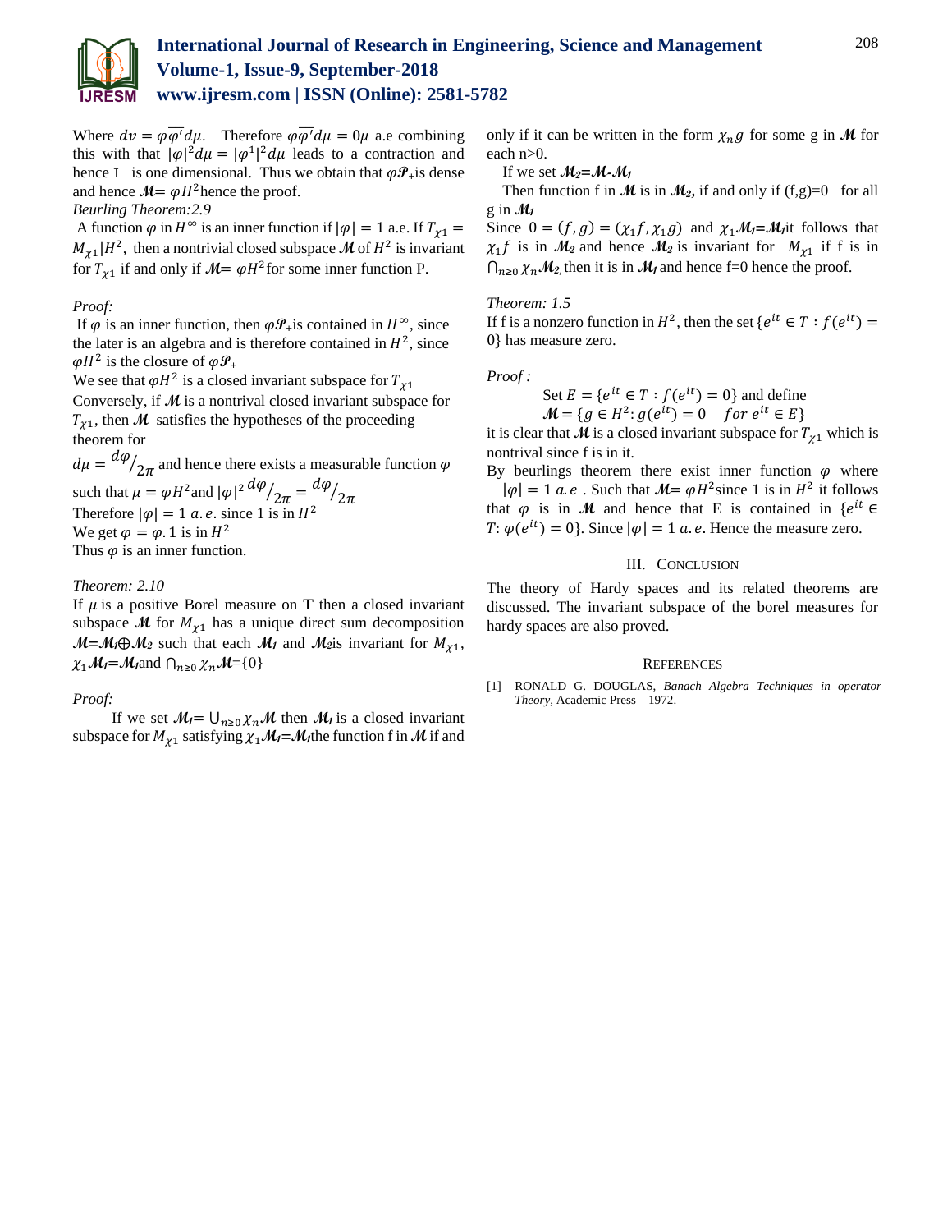Where $dv = \varphi\overline{\varphi'}d\mu$. Therefore $\varphi\overline{\varphi'}d\mu = 0\mu$ a.e combining this with that $|\varphi|^2 d\mu = |\varphi^1|^2 d\mu$ leads to a contraction and hence L is one dimensional. Thus we obtain that $\varphi\mathcal{P}_+$is dense and hence $\mathcal{M}= \varphi H^2$hence the proof.

*Beurling Theorem:2.9*

A function $\varphi$ in $H^\infty$ is an inner function if $|\varphi| = 1$ a.e. If $T_{\chi 1} = M_{\chi 1}|H^2$, then a nontrivial closed subspace $\mathcal{M}$ of $H^2$ is invariant for $T_{\chi 1}$ if and only if $\mathcal{M}= \varphi H^2$ for some inner function P.

*Proof:*

If $\varphi$ is an inner function, then $\varphi\mathcal{P}_+$is contained in $H^\infty$, since the later is an algebra and is therefore contained in $H^2$, since $\varphi H^2$ is the closure of $\varphi\mathcal{P}_+$

We see that $\varphi H^2$ is a closed invariant subspace for $T_{\chi 1}$

Conversely, if $\mathcal{M}$ is a nontrival closed invariant subspace for $T_{\chi 1}$, then $\mathcal{M}$ satisfies the hypotheses of the proceeding theorem for

$d\mu = {d\varphi}/{2\pi}$ and hence there exists a measurable function $\varphi$ such that $\mu = \varphi H^2$and $|\varphi|^2 {d\varphi}/{2\pi} = {d\varphi}/{2\pi}$

Therefore $|\varphi| = 1\ a.e.$ since 1 is in $H^2$

We get $\varphi = \varphi.1$ is in $H^2$

Thus $\varphi$ is an inner function.

*Theorem: 2.10*

If $\mu$ is a positive Borel measure on **T** then a closed invariant subspace $\mathcal{M}$ for $M_{\chi 1}$ has a unique direct sum decomposition $\mathcal{M}$=$\mathcal{M}_1 \oplus \mathcal{M}_2$ such that each $\mathcal{M}_1$ and $\mathcal{M}_2$is invariant for $M_{\chi 1}$, $\chi_1\mathcal{M}_1$=$\mathcal{M}_1$and $\bigcap_{n\geq 0}\chi_n\mathcal{M}$={0}

*Proof:*

If we set $\mathcal{M}_1$= $\bigcup_{n\geq 0}\chi_n\mathcal{M}$ then $\mathcal{M}_1$ is a closed invariant subspace for $M_{\chi 1}$ satisfying $\chi_1\mathcal{M}_1$=$\mathcal{M}_1$the function f in $\mathcal{M}$ if and only if it can be written in the form $\chi_n g$ for some g in $\mathcal{M}$ for each n>0.

If we set $\mathcal{M}_2$=$\mathcal{M}$-$\mathcal{M}_1$

Then function f in $\mathcal{M}$ is in $\mathcal{M}_2$, if and only if (f,g)=0 for all g in $\mathcal{M}_1$

Since $0 = (f, g) = (\chi_1 f, \chi_1 g)$ and $\chi_1\mathcal{M}_1$=$\mathcal{M}_1$it follows that $\chi_1 f$ is in $\mathcal{M}_2$ and hence $\mathcal{M}_2$ is invariant for $M_{\chi 1}$ if f is in $\bigcap_{n\geq 0}\chi_n\mathcal{M}_2$, then it is in $\mathcal{M}_1$ and hence f=0 hence the proof.

*Theorem: 1.5*

If f is a nonzero function in $H^2$, then the set $\{e^{it} \in T : f(e^{it}) = 0\}$ has measure zero.

*Proof :*

Set $E = \{e^{it} \in T : f(e^{it}) = 0\}$ and define

$\mathcal{M} = \{g \in H^2 : g(e^{it}) = 0 \quad for\ e^{it} \in E\}$

it is clear that $\mathcal{M}$ is a closed invariant subspace for $T_{\chi 1}$ which is nontrival since f is in it.

By beurlings theorem there exist inner function $\varphi$ where $|\varphi| = 1\ a.e$ . Such that $\mathcal{M}= \varphi H^2$since 1 is in $H^2$ it follows that $\varphi$ is in $\mathcal{M}$ and hence that E is contained in $\{e^{it} \in T: \varphi(e^{it}) = 0\}$. Since $|\varphi| = 1\ a.e.$ Hence the measure zero.

## III. Conclusion

The theory of Hardy spaces and its related theorems are discussed. The invariant subspace of the borel measures for hardy spaces are also proved.

## References

[1] RONALD G. DOUGLAS, *Banach Algebra Techniques in operator Theory*, Academic Press – 1972.